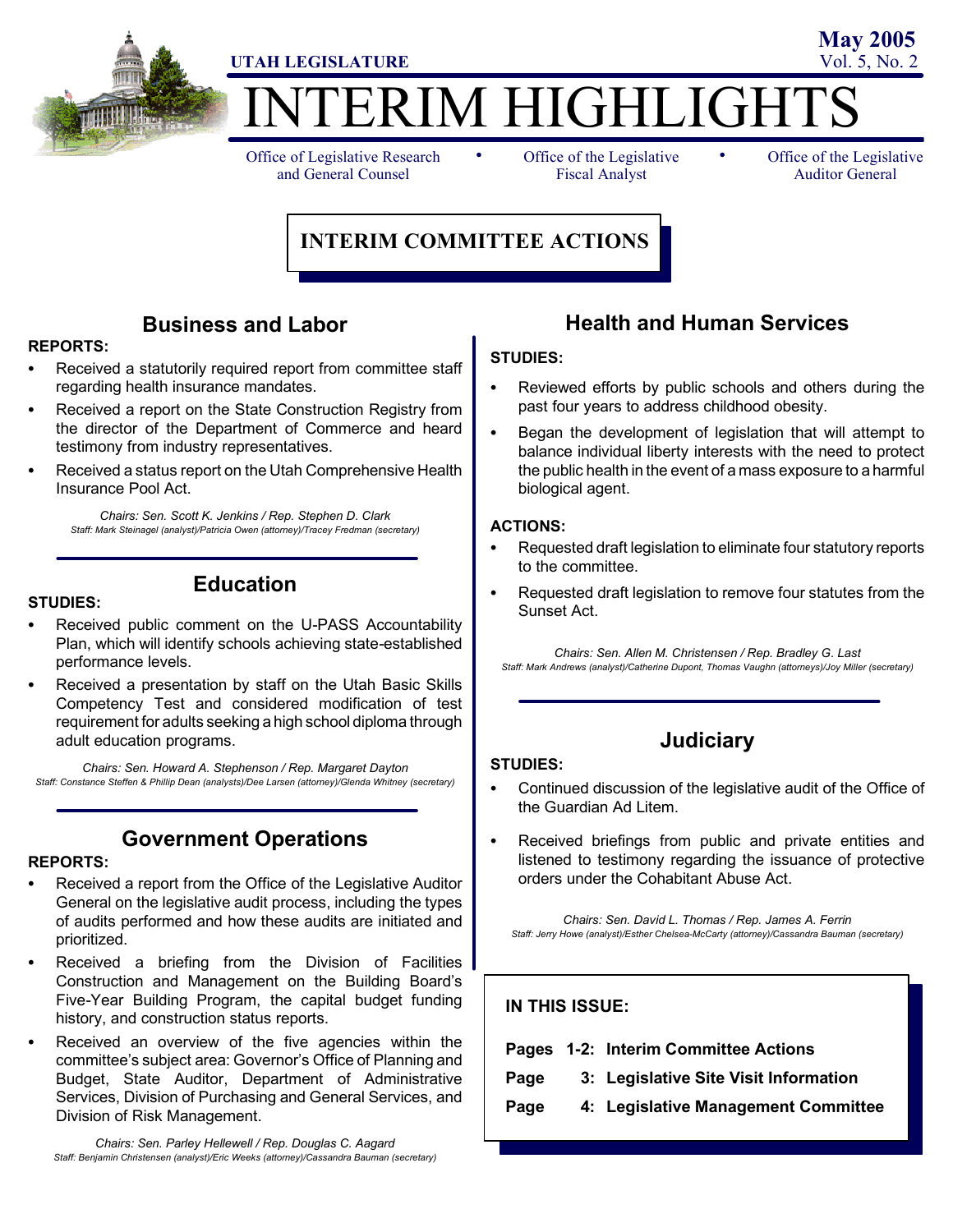UTAH LEGISLATURE

**May 2005**
Vol. 5, No. 2

# INTERIM HIGHLIGHTS

Office of Legislative Research and General Counsel • Office of the Legislative Fiscal Analyst • Office of the Legislative Auditor General

## INTERIM COMMITTEE ACTIONS

### Business and Labor

**REPORTS:**

- Received a statutorily required report from committee staff regarding health insurance mandates.
- Received a report on the State Construction Registry from the director of the Department of Commerce and heard testimony from industry representatives.
- Received a status report on the Utah Comprehensive Health Insurance Pool Act.

*Chairs: Sen. Scott K. Jenkins / Rep. Stephen D. Clark*
*Staff: Mark Steinagel (analyst)/Patricia Owen (attorney)/Tracey Fredman (secretary)*

### Education

**STUDIES:**

- Received public comment on the U-PASS Accountability Plan, which will identify schools achieving state-established performance levels.
- Received a presentation by staff on the Utah Basic Skills Competency Test and considered modification of test requirement for adults seeking a high school diploma through adult education programs.

*Chairs: Sen. Howard A. Stephenson / Rep. Margaret Dayton*
*Staff: Constance Steffen & Phillip Dean (analysts)/Dee Larsen (attorney)/Glenda Whitney (secretary)*

### Government Operations

**REPORTS:**

- Received a report from the Office of the Legislative Auditor General on the legislative audit process, including the types of audits performed and how these audits are initiated and prioritized.
- Received a briefing from the Division of Facilities Construction and Management on the Building Board's Five-Year Building Program, the capital budget funding history, and construction status reports.
- Received an overview of the five agencies within the committee's subject area: Governor's Office of Planning and Budget, State Auditor, Department of Administrative Services, Division of Purchasing and General Services, and Division of Risk Management.

*Chairs: Sen. Parley Hellewell / Rep. Douglas C. Aagard*
*Staff: Benjamin Christensen (analyst)/Eric Weeks (attorney)/Cassandra Bauman (secretary)*

### Health and Human Services

**STUDIES:**

- Reviewed efforts by public schools and others during the past four years to address childhood obesity.
- Began the development of legislation that will attempt to balance individual liberty interests with the need to protect the public health in the event of a mass exposure to a harmful biological agent.

**ACTIONS:**

- Requested draft legislation to eliminate four statutory reports to the committee.
- Requested draft legislation to remove four statutes from the Sunset Act.

*Chairs: Sen. Allen M. Christensen / Rep. Bradley G. Last*
*Staff: Mark Andrews (analyst)/Catherine Dupont, Thomas Vaughn (attorneys)/Joy Miller (secretary)*

### Judiciary

**STUDIES:**

- Continued discussion of the legislative audit of the Office of the Guardian Ad Litem.
- Received briefings from public and private entities and listened to testimony regarding the issuance of protective orders under the Cohabitant Abuse Act.

*Chairs: Sen. David L. Thomas / Rep. James A. Ferrin*
*Staff: Jerry Howe (analyst)/Esther Chelsea-McCarty (attorney)/Cassandra Bauman (secretary)*

**IN THIS ISSUE:**

**Pages 1-2: Interim Committee Actions**
**Page 3: Legislative Site Visit Information**
**Page 4: Legislative Management Committee**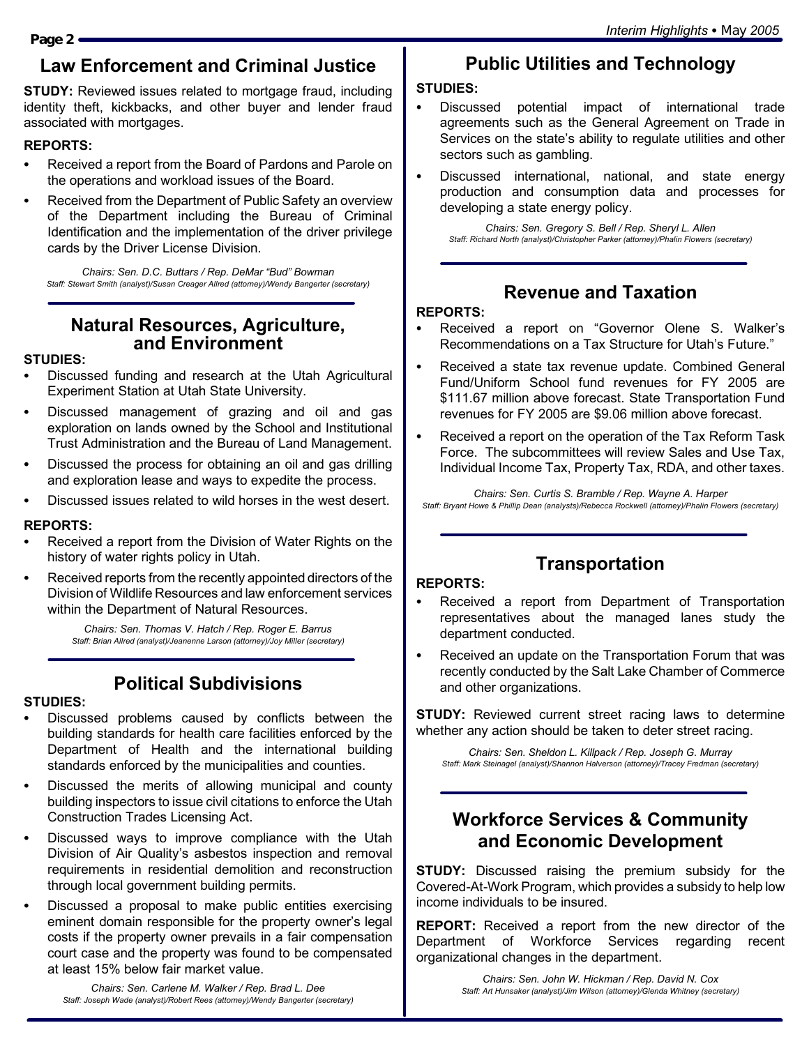## Law Enforcement and Criminal Justice

**STUDY:** Reviewed issues related to mortgage fraud, including identity theft, kickbacks, and other buyer and lender fraud associated with mortgages.

**REPORTS:**

- Received a report from the Board of Pardons and Parole on the operations and workload issues of the Board.
- Received from the Department of Public Safety an overview of the Department including the Bureau of Criminal Identification and the implementation of the driver privilege cards by the Driver License Division.

*Chairs: Sen. D.C. Buttars / Rep. DeMar "Bud" Bowman*
*Staff: Stewart Smith (analyst)/Susan Creager Allred (attorney)/Wendy Bangerter (secretary)*

## Natural Resources, Agriculture, and Environment

**STUDIES:**

- Discussed funding and research at the Utah Agricultural Experiment Station at Utah State University.
- Discussed management of grazing and oil and gas exploration on lands owned by the School and Institutional Trust Administration and the Bureau of Land Management.
- Discussed the process for obtaining an oil and gas drilling and exploration lease and ways to expedite the process.
- Discussed issues related to wild horses in the west desert.

**REPORTS:**

- Received a report from the Division of Water Rights on the history of water rights policy in Utah.
- Received reports from the recently appointed directors of the Division of Wildlife Resources and law enforcement services within the Department of Natural Resources.

*Chairs: Sen. Thomas V. Hatch / Rep. Roger E. Barrus*
*Staff: Brian Allred (analyst)/Jeanenne Larson (attorney)/Joy Miller (secretary)*

## Political Subdivisions

**STUDIES:**

- Discussed problems caused by conflicts between the building standards for health care facilities enforced by the Department of Health and the international building standards enforced by the municipalities and counties.
- Discussed the merits of allowing municipal and county building inspectors to issue civil citations to enforce the Utah Construction Trades Licensing Act.
- Discussed ways to improve compliance with the Utah Division of Air Quality's asbestos inspection and removal requirements in residential demolition and reconstruction through local government building permits.
- Discussed a proposal to make public entities exercising eminent domain responsible for the property owner's legal costs if the property owner prevails in a fair compensation court case and the property was found to be compensated at least 15% below fair market value.

*Chairs: Sen. Carlene M. Walker / Rep. Brad L. Dee*
*Staff: Joseph Wade (analyst)/Robert Rees (attorney)/Wendy Bangerter (secretary)*

## Public Utilities and Technology

**STUDIES:**

- Discussed potential impact of international trade agreements such as the General Agreement on Trade in Services on the state's ability to regulate utilities and other sectors such as gambling.
- Discussed international, national, and state energy production and consumption data and processes for developing a state energy policy.

*Chairs: Sen. Gregory S. Bell / Rep. Sheryl L. Allen*
*Staff: Richard North (analyst)/Christopher Parker (attorney)/Phalin Flowers (secretary)*

## Revenue and Taxation

**REPORTS:**

- Received a report on "Governor Olene S. Walker's Recommendations on a Tax Structure for Utah's Future."
- Received a state tax revenue update. Combined General Fund/Uniform School fund revenues for FY 2005 are \$111.67 million above forecast. State Transportation Fund revenues for FY 2005 are \$9.06 million above forecast.
- Received a report on the operation of the Tax Reform Task Force. The subcommittees will review Sales and Use Tax, Individual Income Tax, Property Tax, RDA, and other taxes.

*Chairs: Sen. Curtis S. Bramble / Rep. Wayne A. Harper*
*Staff: Bryant Howe & Phillip Dean (analysts)/Rebecca Rockwell (attorney)/Phalin Flowers (secretary)*

## Transportation

**REPORTS:**

- Received a report from Department of Transportation representatives about the managed lanes study the department conducted.
- Received an update on the Transportation Forum that was recently conducted by the Salt Lake Chamber of Commerce and other organizations.

**STUDY:** Reviewed current street racing laws to determine whether any action should be taken to deter street racing.

*Chairs: Sen. Sheldon L. Killpack / Rep. Joseph G. Murray*
*Staff: Mark Steinagel (analyst)/Shannon Halverson (attorney)/Tracey Fredman (secretary)*

## Workforce Services & Community and Economic Development

**STUDY:** Discussed raising the premium subsidy for the Covered-At-Work Program, which provides a subsidy to help low income individuals to be insured.

**REPORT:** Received a report from the new director of the Department of Workforce Services regarding recent organizational changes in the department.

*Chairs: Sen. John W. Hickman / Rep. David N. Cox*
*Staff: Art Hunsaker (analyst)/Jim Wilson (attorney)/Glenda Whitney (secretary)*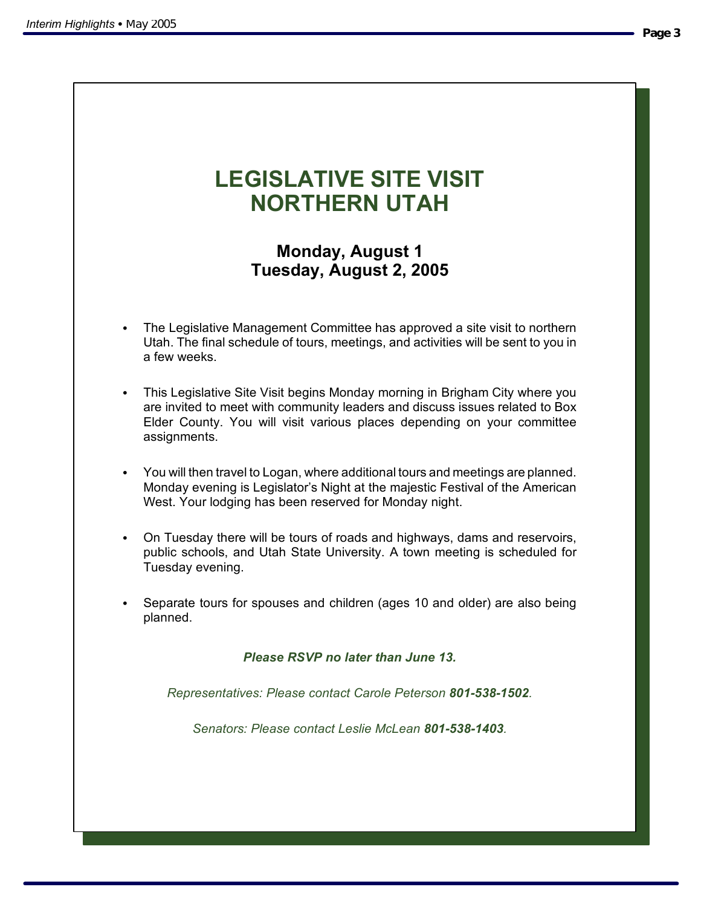# LEGISLATIVE SITE VISIT
# NORTHERN UTAH

## Monday, August 1
## Tuesday, August 2, 2005

- The Legislative Management Committee has approved a site visit to northern Utah. The final schedule of tours, meetings, and activities will be sent to you in a few weeks.

- This Legislative Site Visit begins Monday morning in Brigham City where you are invited to meet with community leaders and discuss issues related to Box Elder County. You will visit various places depending on your committee assignments.

- You will then travel to Logan, where additional tours and meetings are planned. Monday evening is Legislator's Night at the majestic Festival of the American West. Your lodging has been reserved for Monday night.

- On Tuesday there will be tours of roads and highways, dams and reservoirs, public schools, and Utah State University. A town meeting is scheduled for Tuesday evening.

- Separate tours for spouses and children (ages 10 and older) are also being planned.

***Please RSVP no later than June 13.***

*Representatives: Please contact Carole Peterson* ***801-538-1502****.*

*Senators: Please contact Leslie McLean* ***801-538-1403****.*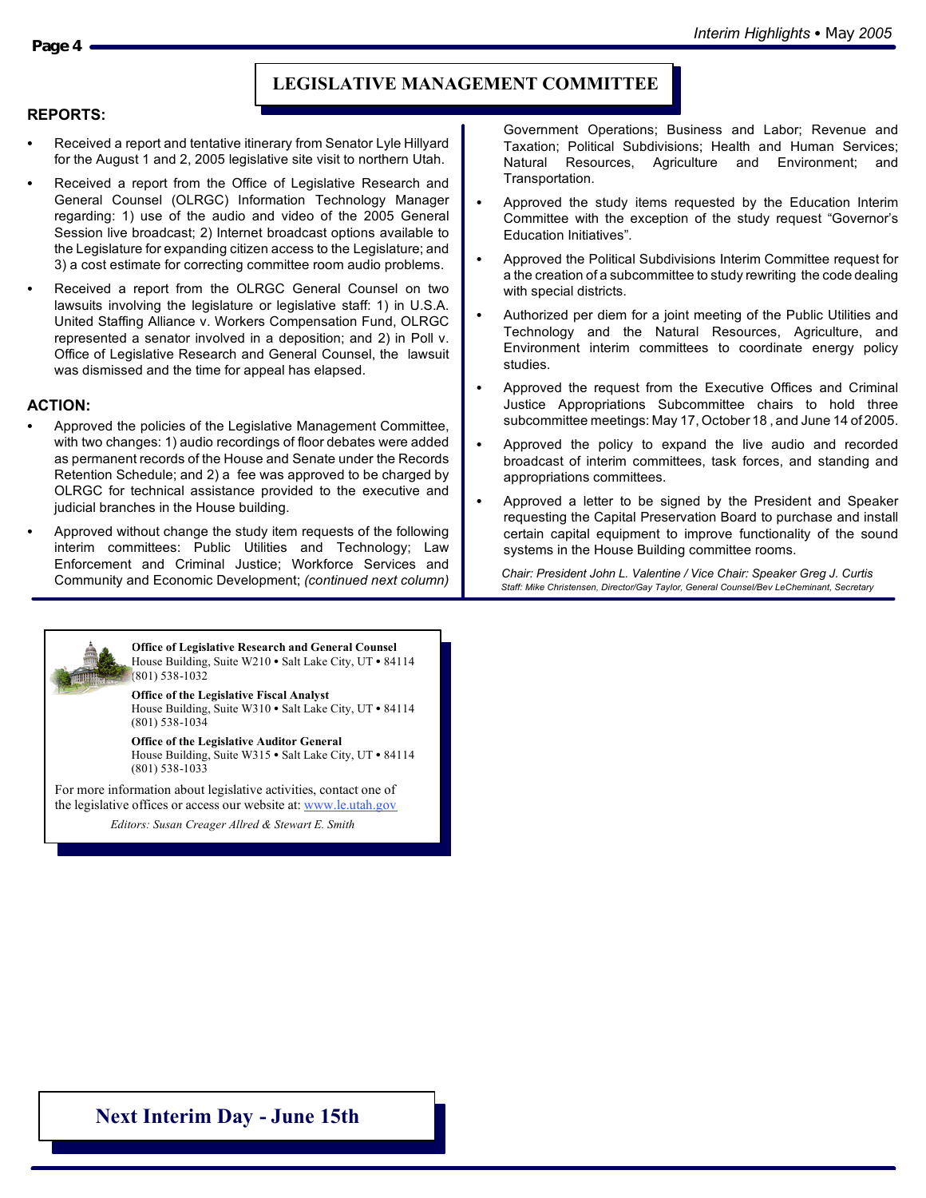## LEGISLATIVE MANAGEMENT COMMITTEE

### REPORTS:

- Received a report and tentative itinerary from Senator Lyle Hillyard for the August 1 and 2, 2005 legislative site visit to northern Utah.
- Received a report from the Office of Legislative Research and General Counsel (OLRGC) Information Technology Manager regarding: 1) use of the audio and video of the 2005 General Session live broadcast; 2) Internet broadcast options available to the Legislature for expanding citizen access to the Legislature; and 3) a cost estimate for correcting committee room audio problems.
- Received a report from the OLRGC General Counsel on two lawsuits involving the legislature or legislative staff: 1) in U.S.A. United Staffing Alliance v. Workers Compensation Fund, OLRGC represented a senator involved in a deposition; and 2) in Poll v. Office of Legislative Research and General Counsel, the lawsuit was dismissed and the time for appeal has elapsed.

### ACTION:

- Approved the policies of the Legislative Management Committee, with two changes: 1) audio recordings of floor debates were added as permanent records of the House and Senate under the Records Retention Schedule; and 2) a fee was approved to be charged by OLRGC for technical assistance provided to the executive and judicial branches in the House building.
- Approved without change the study item requests of the following interim committees: Public Utilities and Technology; Law Enforcement and Criminal Justice; Workforce Services and Community and Economic Development; Government Operations; Business and Labor; Revenue and Taxation; Political Subdivisions; Health and Human Services; Natural Resources, Agriculture and Environment; and Transportation.
- Approved the study items requested by the Education Interim Committee with the exception of the study request "Governor's Education Initiatives".
- Approved the Political Subdivisions Interim Committee request for a the creation of a subcommittee to study rewriting the code dealing with special districts.
- Authorized per diem for a joint meeting of the Public Utilities and Technology and the Natural Resources, Agriculture, and Environment interim committees to coordinate energy policy studies.
- Approved the request from the Executive Offices and Criminal Justice Appropriations Subcommittee chairs to hold three subcommittee meetings: May 17, October 18 , and June 14 of 2005.
- Approved the policy to expand the live audio and recorded broadcast of interim committees, task forces, and standing and appropriations committees.
- Approved a letter to be signed by the President and Speaker requesting the Capital Preservation Board to purchase and install certain capital equipment to improve functionality of the sound systems in the House Building committee rooms.

*Chair: President John L. Valentine / Vice Chair: Speaker Greg J. Curtis*
*Staff: Mike Christensen, Director/Gay Taylor, General Counsel/Bev LeCheminant, Secretary*

---

**Office of Legislative Research and General Counsel**
House Building, Suite W210 • Salt Lake City, UT • 84114
(801) 538-1032

**Office of the Legislative Fiscal Analyst**
House Building, Suite W310 • Salt Lake City, UT • 84114
(801) 538-1034

**Office of the Legislative Auditor General**
House Building, Suite W315 • Salt Lake City, UT • 84114
(801) 538-1033

For more information about legislative activities, contact one of the legislative offices or access our website at: www.le.utah.gov

*Editors: Susan Creager Allred & Stewart E. Smith*

## Next Interim Day - June 15th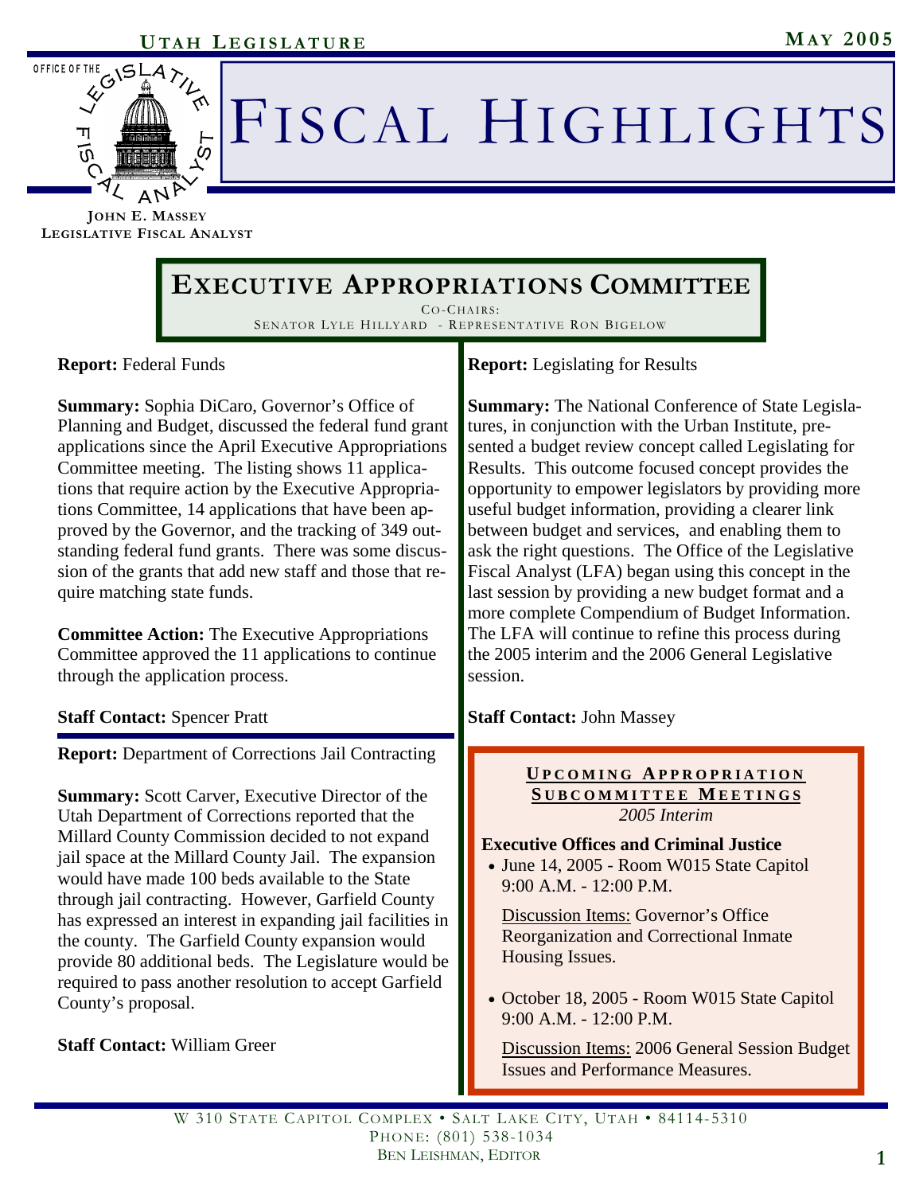# Fiscal Highlights

John E. Massey
Legislative Fiscal Analyst

## Executive Appropriations Committee

Co-Chairs:
Senator Lyle Hillyard - Representative Ron Bigelow

**Report:** Federal Funds

**Summary:** Sophia DiCaro, Governor's Office of Planning and Budget, discussed the federal fund grant applications since the April Executive Appropriations Committee meeting. The listing shows 11 applications that require action by the Executive Appropriations Committee, 14 applications that have been approved by the Governor, and the tracking of 349 outstanding federal fund grants. There was some discussion of the grants that add new staff and those that require matching state funds.

**Committee Action:** The Executive Appropriations Committee approved the 11 applications to continue through the application process.

**Staff Contact:** Spencer Pratt

**Report:** Department of Corrections Jail Contracting

**Summary:** Scott Carver, Executive Director of the Utah Department of Corrections reported that the Millard County Commission decided to not expand jail space at the Millard County Jail. The expansion would have made 100 beds available to the State through jail contracting. However, Garfield County has expressed an interest in expanding jail facilities in the county. The Garfield County expansion would provide 80 additional beds. The Legislature would be required to pass another resolution to accept Garfield County's proposal.

**Staff Contact:** William Greer

**Report:** Legislating for Results

**Summary:** The National Conference of State Legislatures, in conjunction with the Urban Institute, presented a budget review concept called Legislating for Results. This outcome focused concept provides the opportunity to empower legislators by providing more useful budget information, providing a clearer link between budget and services, and enabling them to ask the right questions. The Office of the Legislative Fiscal Analyst (LFA) began using this concept in the last session by providing a new budget format and a more complete Compendium of Budget Information. The LFA will continue to refine this process during the 2005 interim and the 2006 General Legislative session.

**Staff Contact:** John Massey

### Upcoming Appropriation Subcommittee Meetings

*2005 Interim*

**Executive Offices and Criminal Justice**

- June 14, 2005 - Room W015 State Capitol 9:00 A.M. - 12:00 P.M.

  Discussion Items: Governor's Office Reorganization and Correctional Inmate Housing Issues.

- October 18, 2005 - Room W015 State Capitol 9:00 A.M. - 12:00 P.M.

  Discussion Items: 2006 General Session Budget Issues and Performance Measures.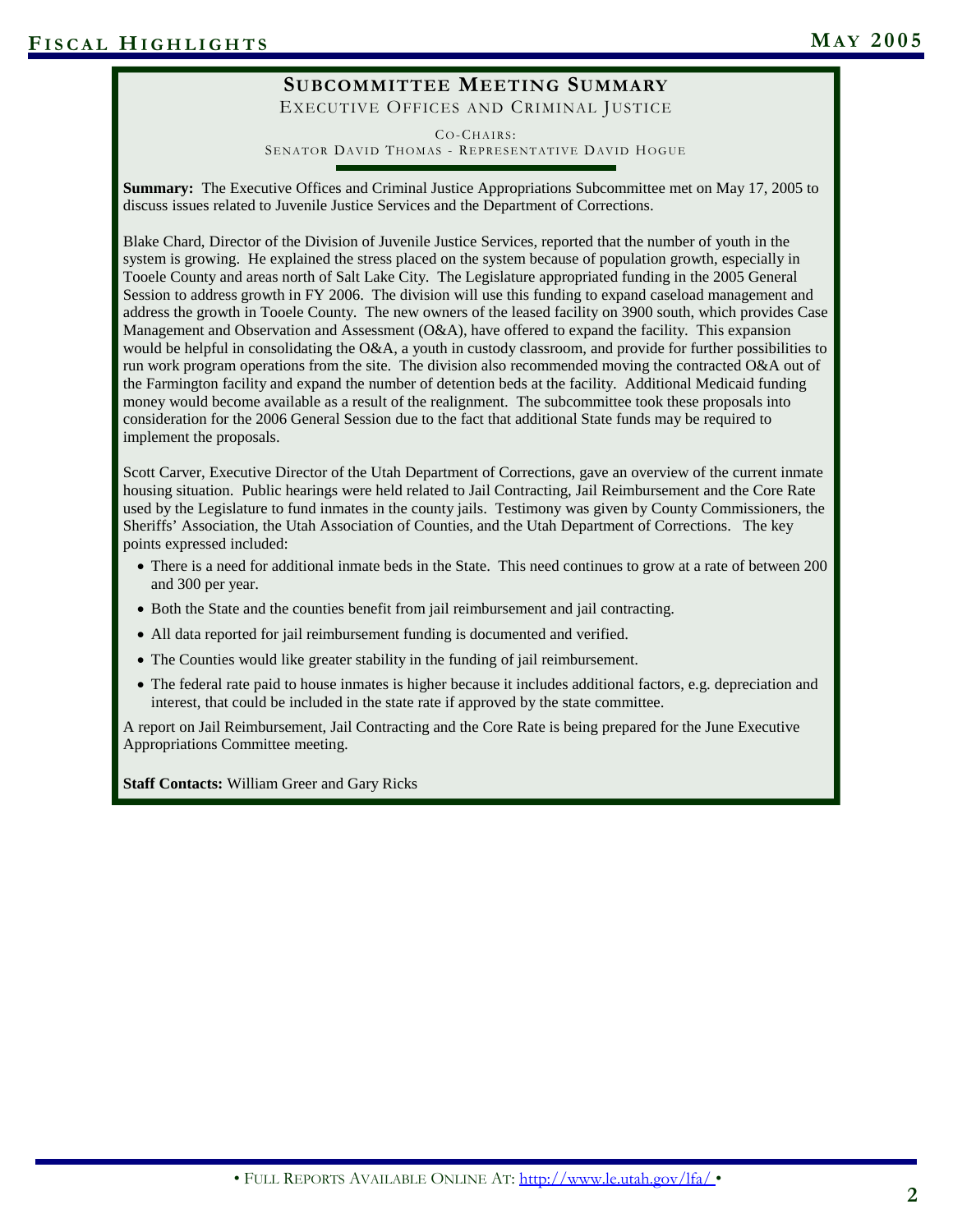## Subcommittee Meeting Summary

Executive Offices and Criminal Justice

Co-Chairs:
Senator David Thomas - Representative David Hogue

**Summary:** The Executive Offices and Criminal Justice Appropriations Subcommittee met on May 17, 2005 to discuss issues related to Juvenile Justice Services and the Department of Corrections.

Blake Chard, Director of the Division of Juvenile Justice Services, reported that the number of youth in the system is growing. He explained the stress placed on the system because of population growth, especially in Tooele County and areas north of Salt Lake City. The Legislature appropriated funding in the 2005 General Session to address growth in FY 2006. The division will use this funding to expand caseload management and address the growth in Tooele County. The new owners of the leased facility on 3900 south, which provides Case Management and Observation and Assessment (O&A), have offered to expand the facility. This expansion would be helpful in consolidating the O&A, a youth in custody classroom, and provide for further possibilities to run work program operations from the site. The division also recommended moving the contracted O&A out of the Farmington facility and expand the number of detention beds at the facility. Additional Medicaid funding money would become available as a result of the realignment. The subcommittee took these proposals into consideration for the 2006 General Session due to the fact that additional State funds may be required to implement the proposals.

Scott Carver, Executive Director of the Utah Department of Corrections, gave an overview of the current inmate housing situation. Public hearings were held related to Jail Contracting, Jail Reimbursement and the Core Rate used by the Legislature to fund inmates in the county jails. Testimony was given by County Commissioners, the Sheriffs' Association, the Utah Association of Counties, and the Utah Department of Corrections. The key points expressed included:

- There is a need for additional inmate beds in the State. This need continues to grow at a rate of between 200 and 300 per year.
- Both the State and the counties benefit from jail reimbursement and jail contracting.
- All data reported for jail reimbursement funding is documented and verified.
- The Counties would like greater stability in the funding of jail reimbursement.
- The federal rate paid to house inmates is higher because it includes additional factors, e.g. depreciation and interest, that could be included in the state rate if approved by the state committee.

A report on Jail Reimbursement, Jail Contracting and the Core Rate is being prepared for the June Executive Appropriations Committee meeting.

**Staff Contacts:** William Greer and Gary Ricks